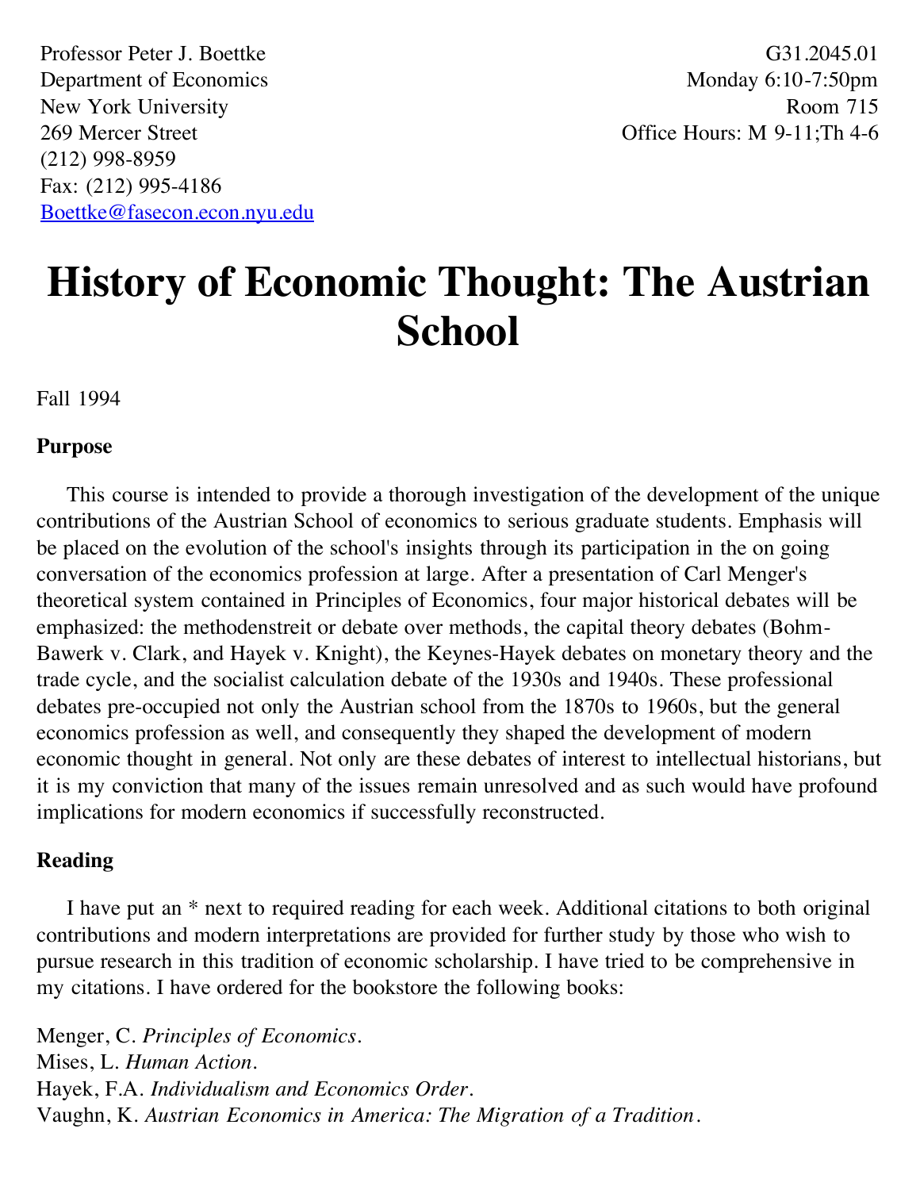Professor Peter J. Boettke
Department of Economics
New York University
269 Mercer Street
(212) 998-8959
Fax: (212) 995-4186
Boettke@fasecon.econ.nyu.edu

G31.2045.01
Monday 6:10-7:50pm
Room 715
Office Hours: M 9-11;Th 4-6

# History of Economic Thought: The Austrian School

Fall 1994

**Purpose**

This course is intended to provide a thorough investigation of the development of the unique contributions of the Austrian School of economics to serious graduate students. Emphasis will be placed on the evolution of the school's insights through its participation in the on going conversation of the economics profession at large. After a presentation of Carl Menger's theoretical system contained in Principles of Economics, four major historical debates will be emphasized: the methodenstreit or debate over methods, the capital theory debates (Bohm-Bawerk v. Clark, and Hayek v. Knight), the Keynes-Hayek debates on monetary theory and the trade cycle, and the socialist calculation debate of the 1930s and 1940s. These professional debates pre-occupied not only the Austrian school from the 1870s to 1960s, but the general economics profession as well, and consequently they shaped the development of modern economic thought in general. Not only are these debates of interest to intellectual historians, but it is my conviction that many of the issues remain unresolved and as such would have profound implications for modern economics if successfully reconstructed.

**Reading**

I have put an * next to required reading for each week. Additional citations to both original contributions and modern interpretations are provided for further study by those who wish to pursue research in this tradition of economic scholarship. I have tried to be comprehensive in my citations. I have ordered for the bookstore the following books:

Menger, C. *Principles of Economics*.
Mises, L. *Human Action*.
Hayek, F.A. *Individualism and Economics Order*.
Vaughn, K. *Austrian Economics in America: The Migration of a Tradition*.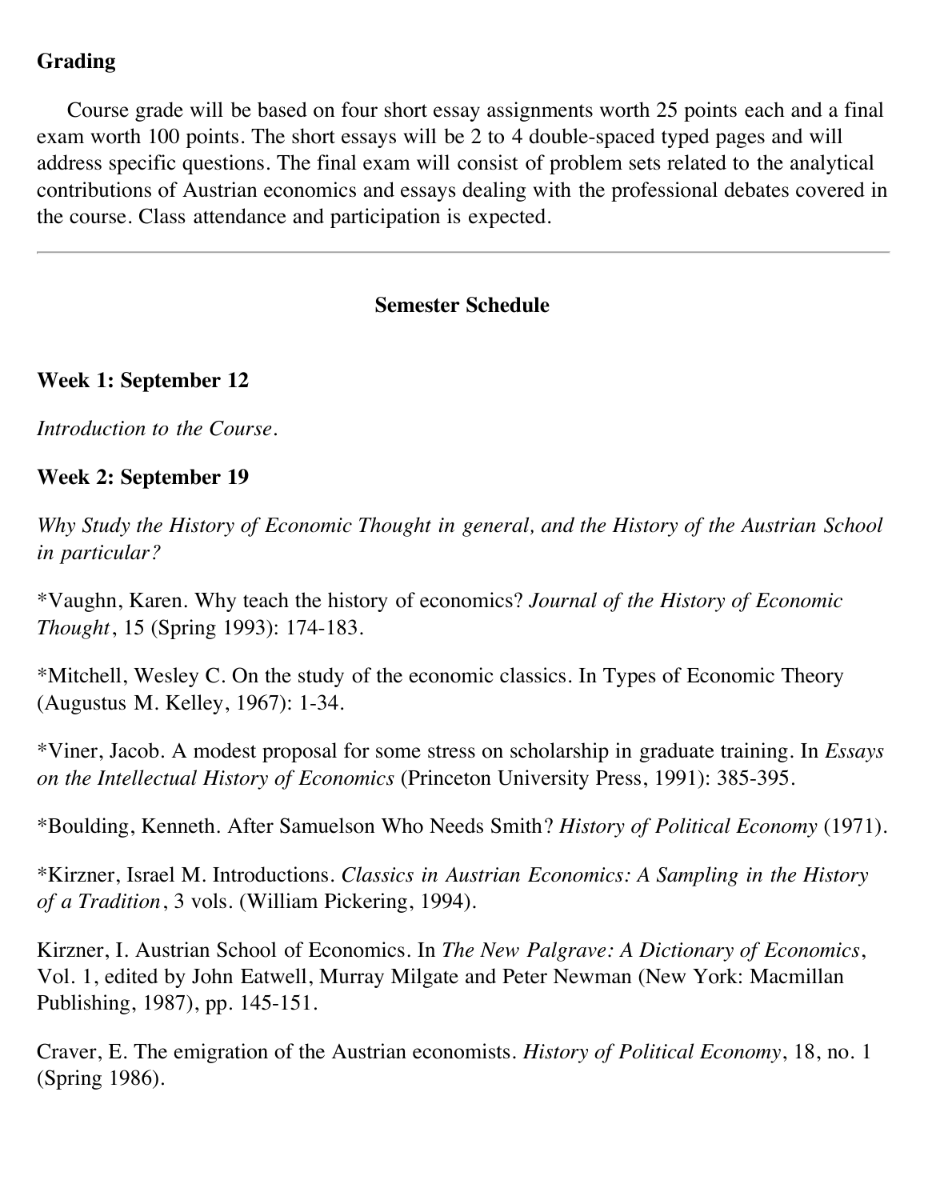## Grading

Course grade will be based on four short essay assignments worth 25 points each and a final exam worth 100 points. The short essays will be 2 to 4 double-spaced typed pages and will address specific questions. The final exam will consist of problem sets related to the analytical contributions of Austrian economics and essays dealing with the professional debates covered in the course. Class attendance and participation is expected.

---

## Semester Schedule

### Week 1: September 12

*Introduction to the Course.*

### Week 2: September 19

*Why Study the History of Economic Thought in general, and the History of the Austrian School in particular?*

*Vaughn, Karen. Why teach the history of economics? *Journal of the History of Economic Thought*, 15 (Spring 1993): 174-183.

*Mitchell, Wesley C. On the study of the economic classics. In Types of Economic Theory (Augustus M. Kelley, 1967): 1-34.

*Viner, Jacob. A modest proposal for some stress on scholarship in graduate training. In *Essays on the Intellectual History of Economics* (Princeton University Press, 1991): 385-395.

*Boulding, Kenneth. After Samuelson Who Needs Smith? *History of Political Economy* (1971).

*Kirzner, Israel M. Introductions. *Classics in Austrian Economics: A Sampling in the History of a Tradition*, 3 vols. (William Pickering, 1994).

Kirzner, I. Austrian School of Economics. In *The New Palgrave: A Dictionary of Economics*, Vol. 1, edited by John Eatwell, Murray Milgate and Peter Newman (New York: Macmillan Publishing, 1987), pp. 145-151.

Craver, E. The emigration of the Austrian economists. *History of Political Economy*, 18, no. 1 (Spring 1986).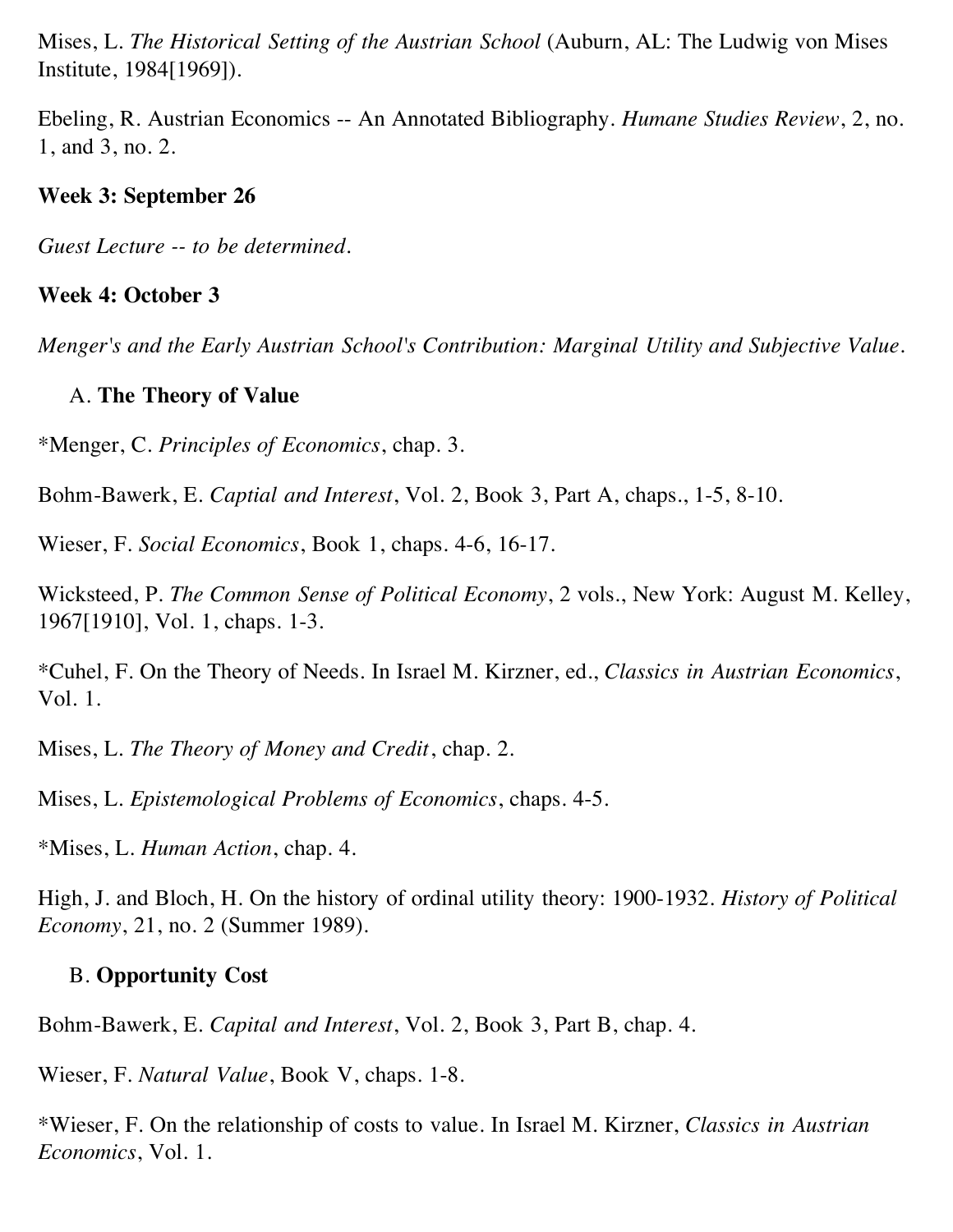Mises, L. *The Historical Setting of the Austrian School* (Auburn, AL: The Ludwig von Mises Institute, 1984[1969]).

Ebeling, R. Austrian Economics -- An Annotated Bibliography. *Humane Studies Review*, 2, no. 1, and 3, no. 2.

**Week 3: September 26**

*Guest Lecture -- to be determined.*

**Week 4: October 3**

*Menger's and the Early Austrian School's Contribution: Marginal Utility and Subjective Value.*

A. **The Theory of Value**

*Menger, C. *Principles of Economics*, chap. 3.

Bohm-Bawerk, E. *Captial and Interest*, Vol. 2, Book 3, Part A, chaps., 1-5, 8-10.

Wieser, F. *Social Economics*, Book 1, chaps. 4-6, 16-17.

Wicksteed, P. *The Common Sense of Political Economy*, 2 vols., New York: August M. Kelley, 1967[1910], Vol. 1, chaps. 1-3.

*Cuhel, F. On the Theory of Needs. In Israel M. Kirzner, ed., *Classics in Austrian Economics*, Vol. 1.

Mises, L. *The Theory of Money and Credit*, chap. 2.

Mises, L. *Epistemological Problems of Economics*, chaps. 4-5.

*Mises, L. *Human Action*, chap. 4.

High, J. and Bloch, H. On the history of ordinal utility theory: 1900-1932. *History of Political Economy*, 21, no. 2 (Summer 1989).

B. **Opportunity Cost**

Bohm-Bawerk, E. *Capital and Interest*, Vol. 2, Book 3, Part B, chap. 4.

Wieser, F. *Natural Value*, Book V, chaps. 1-8.

*Wieser, F. On the relationship of costs to value. In Israel M. Kirzner, *Classics in Austrian Economics*, Vol. 1.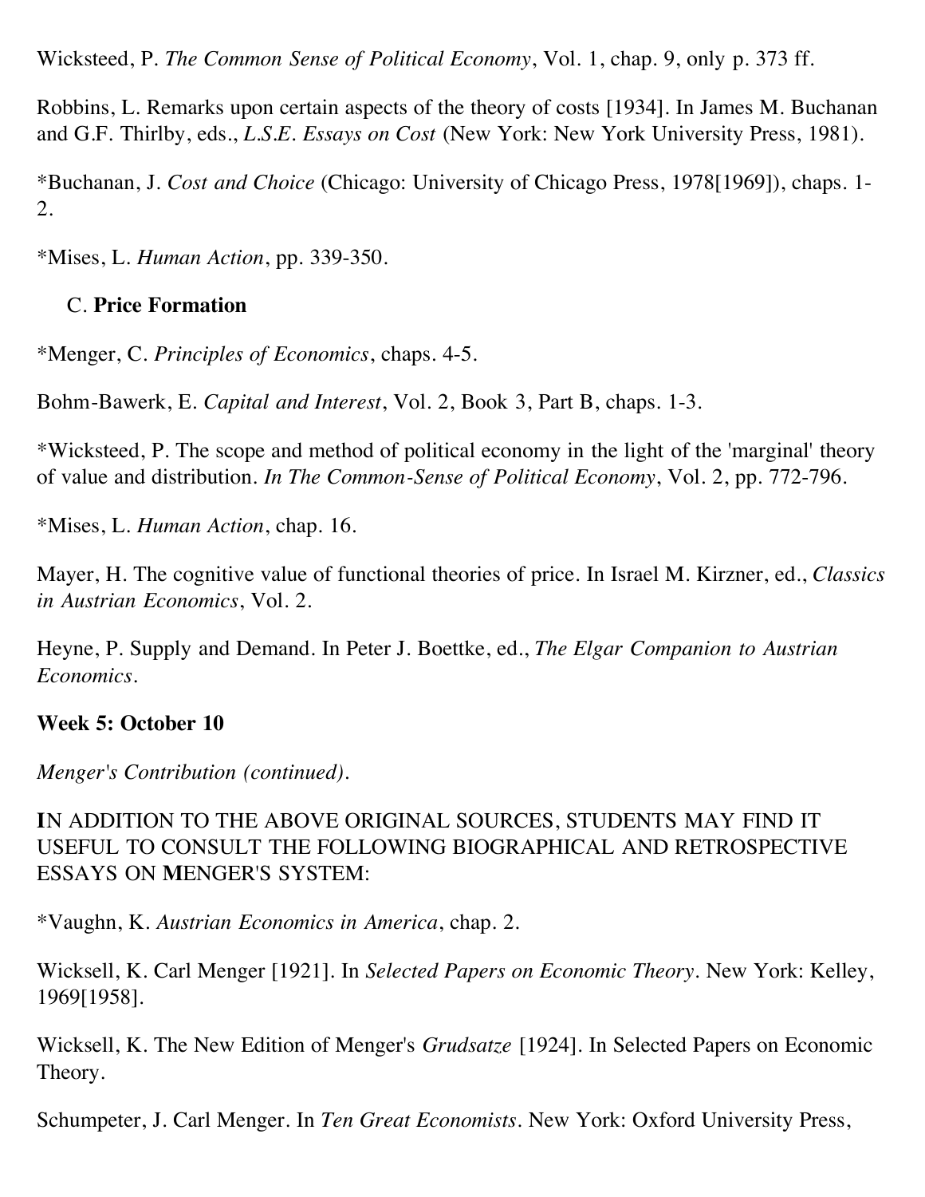Wicksteed, P. *The Common Sense of Political Economy*, Vol. 1, chap. 9, only p. 373 ff.

Robbins, L. Remarks upon certain aspects of the theory of costs [1934]. In James M. Buchanan and G.F. Thirlby, eds., *L.S.E. Essays on Cost* (New York: New York University Press, 1981).

*Buchanan, J. *Cost and Choice* (Chicago: University of Chicago Press, 1978[1969]), chaps. 1-2.

*Mises, L. *Human Action*, pp. 339-350.

C. **Price Formation**

*Menger, C. *Principles of Economics*, chaps. 4-5.

Bohm-Bawerk, E. *Capital and Interest*, Vol. 2, Book 3, Part B, chaps. 1-3.

*Wicksteed, P. The scope and method of political economy in the light of the 'marginal' theory of value and distribution. *In The Common-Sense of Political Economy*, Vol. 2, pp. 772-796.

*Mises, L. *Human Action*, chap. 16.

Mayer, H. The cognitive value of functional theories of price. In Israel M. Kirzner, ed., *Classics in Austrian Economics*, Vol. 2.

Heyne, P. Supply and Demand. In Peter J. Boettke, ed., *The Elgar Companion to Austrian Economics*.

**Week 5: October 10**

*Menger's Contribution (continued).*

**I**N ADDITION TO THE ABOVE ORIGINAL SOURCES, STUDENTS MAY FIND IT USEFUL TO CONSULT THE FOLLOWING BIOGRAPHICAL AND RETROSPECTIVE ESSAYS ON **M**ENGER'S SYSTEM:

*Vaughn, K. *Austrian Economics in America*, chap. 2.

Wicksell, K. Carl Menger [1921]. In *Selected Papers on Economic Theory*. New York: Kelley, 1969[1958].

Wicksell, K. The New Edition of Menger's *Grudsatze* [1924]. In Selected Papers on Economic Theory.

Schumpeter, J. Carl Menger. In *Ten Great Economists*. New York: Oxford University Press,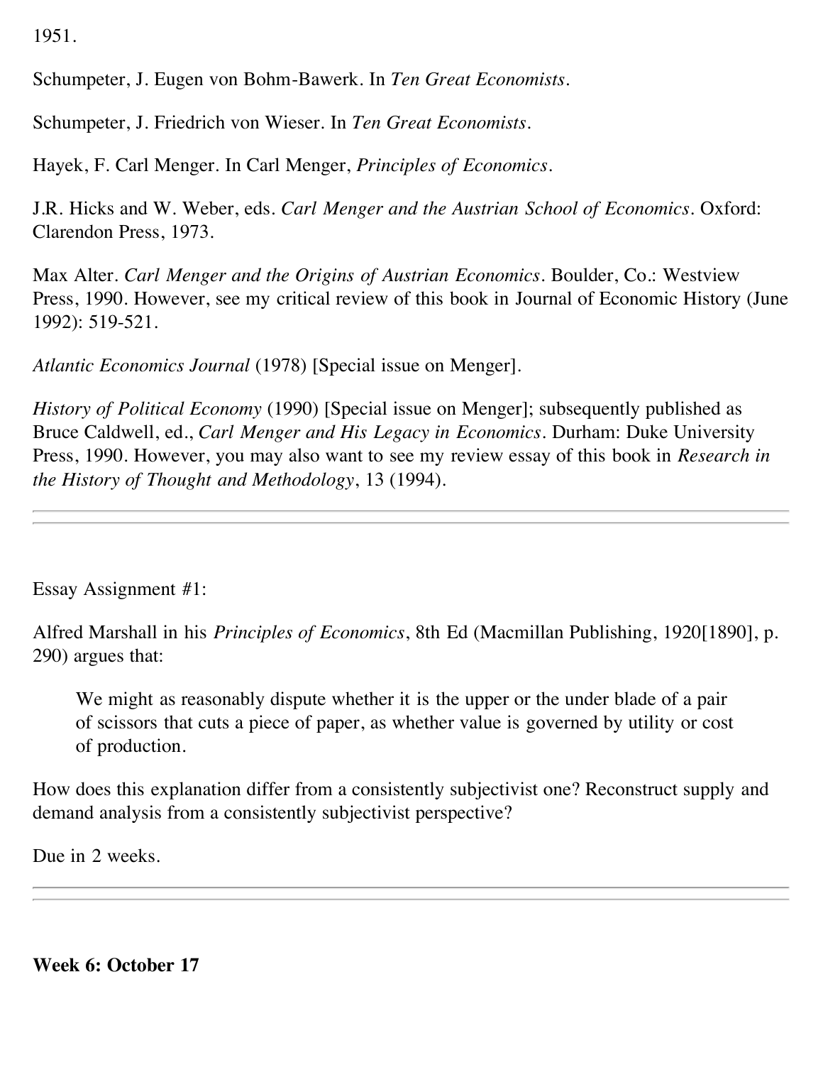1951.

Schumpeter, J. Eugen von Bohm-Bawerk. In *Ten Great Economists*.

Schumpeter, J. Friedrich von Wieser. In *Ten Great Economists*.

Hayek, F. Carl Menger. In Carl Menger, *Principles of Economics*.

J.R. Hicks and W. Weber, eds. *Carl Menger and the Austrian School of Economics*. Oxford: Clarendon Press, 1973.

Max Alter. *Carl Menger and the Origins of Austrian Economics*. Boulder, Co.: Westview Press, 1990. However, see my critical review of this book in Journal of Economic History (June 1992): 519-521.

*Atlantic Economics Journal* (1978) [Special issue on Menger].

*History of Political Economy* (1990) [Special issue on Menger]; subsequently published as Bruce Caldwell, ed., *Carl Menger and His Legacy in Economics*. Durham: Duke University Press, 1990. However, you may also want to see my review essay of this book in *Research in the History of Thought and Methodology*, 13 (1994).

---

Essay Assignment #1:

Alfred Marshall in his *Principles of Economics*, 8th Ed (Macmillan Publishing, 1920[1890], p. 290) argues that:

> We might as reasonably dispute whether it is the upper or the under blade of a pair of scissors that cuts a piece of paper, as whether value is governed by utility or cost of production.

How does this explanation differ from a consistently subjectivist one? Reconstruct supply and demand analysis from a consistently subjectivist perspective?

Due in 2 weeks.

---

**Week 6: October 17**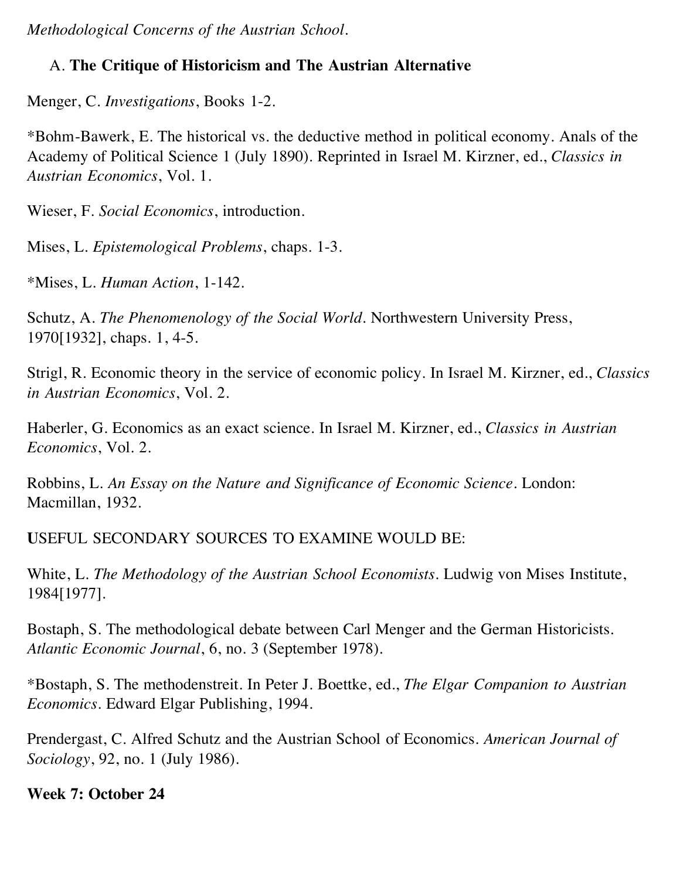*Methodological Concerns of the Austrian School.*

A. **The Critique of Historicism and The Austrian Alternative**

Menger, C. *Investigations*, Books 1-2.

*Bohm-Bawerk, E. The historical vs. the deductive method in political economy. Anals of the Academy of Political Science 1 (July 1890). Reprinted in Israel M. Kirzner, ed., *Classics in Austrian Economics*, Vol. 1.

Wieser, F. *Social Economics*, introduction.

Mises, L. *Epistemological Problems*, chaps. 1-3.

*Mises, L. *Human Action*, 1-142.

Schutz, A. *The Phenomenology of the Social World*. Northwestern University Press, 1970[1932], chaps. 1, 4-5.

Strigl, R. Economic theory in the service of economic policy. In Israel M. Kirzner, ed., *Classics in Austrian Economics*, Vol. 2.

Haberler, G. Economics as an exact science. In Israel M. Kirzner, ed., *Classics in Austrian Economics*, Vol. 2.

Robbins, L. *An Essay on the Nature and Significance of Economic Science*. London: Macmillan, 1932.

**U**SEFUL SECONDARY SOURCES TO EXAMINE WOULD BE:

White, L. *The Methodology of the Austrian School Economists*. Ludwig von Mises Institute, 1984[1977].

Bostaph, S. The methodological debate between Carl Menger and the German Historicists. *Atlantic Economic Journal*, 6, no. 3 (September 1978).

*Bostaph, S. The methodenstreit. In Peter J. Boettke, ed., *The Elgar Companion to Austrian Economics*. Edward Elgar Publishing, 1994.

Prendergast, C. Alfred Schutz and the Austrian School of Economics. *American Journal of Sociology*, 92, no. 1 (July 1986).

**Week 7: October 24**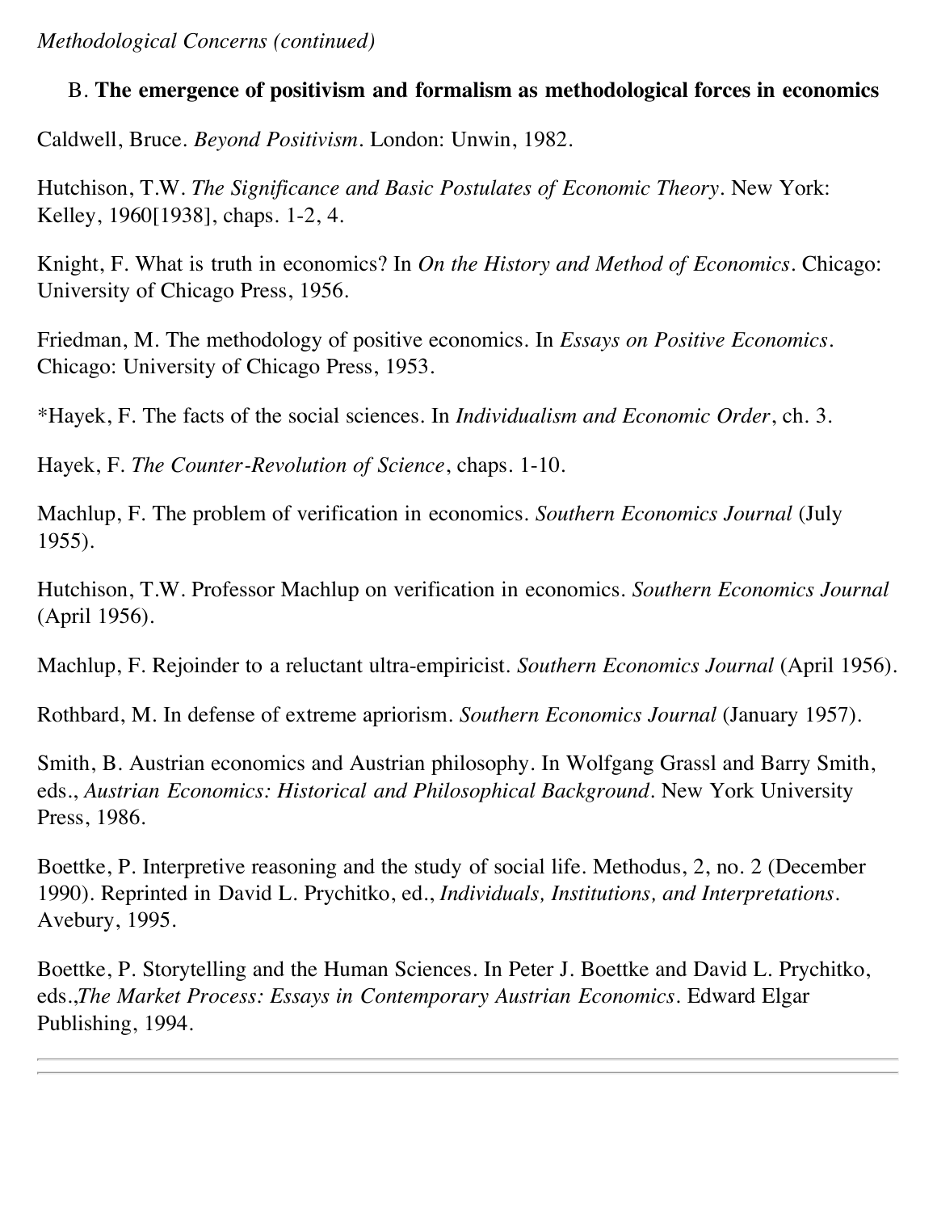*Methodological Concerns (continued)*

B. **The emergence of positivism and formalism as methodological forces in economics**

Caldwell, Bruce. *Beyond Positivism*. London: Unwin, 1982.

Hutchison, T.W. *The Significance and Basic Postulates of Economic Theory*. New York: Kelley, 1960[1938], chaps. 1-2, 4.

Knight, F. What is truth in economics? In *On the History and Method of Economics*. Chicago: University of Chicago Press, 1956.

Friedman, M. The methodology of positive economics. In *Essays on Positive Economics*. Chicago: University of Chicago Press, 1953.

*Hayek, F. The facts of the social sciences. In *Individualism and Economic Order*, ch. 3.

Hayek, F. *The Counter-Revolution of Science*, chaps. 1-10.

Machlup, F. The problem of verification in economics. *Southern Economics Journal* (July 1955).

Hutchison, T.W. Professor Machlup on verification in economics. *Southern Economics Journal* (April 1956).

Machlup, F. Rejoinder to a reluctant ultra-empiricist. *Southern Economics Journal* (April 1956).

Rothbard, M. In defense of extreme apriorism. *Southern Economics Journal* (January 1957).

Smith, B. Austrian economics and Austrian philosophy. In Wolfgang Grassl and Barry Smith, eds., *Austrian Economics: Historical and Philosophical Background*. New York University Press, 1986.

Boettke, P. Interpretive reasoning and the study of social life. Methodus, 2, no. 2 (December 1990). Reprinted in David L. Prychitko, ed., *Individuals, Institutions, and Interpretations*. Avebury, 1995.

Boettke, P. Storytelling and the Human Sciences. In Peter J. Boettke and David L. Prychitko, eds.,*The Market Process: Essays in Contemporary Austrian Economics*. Edward Elgar Publishing, 1994.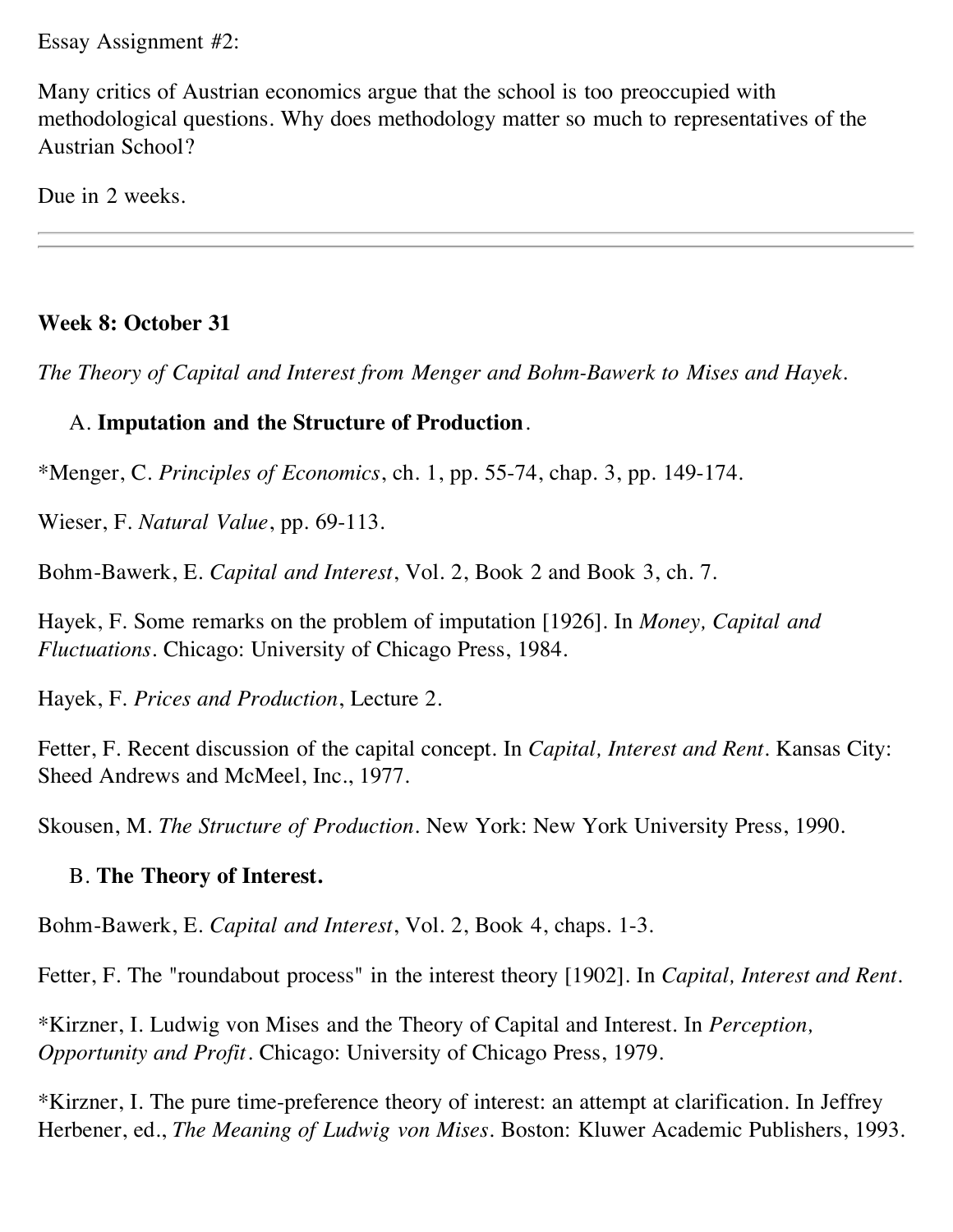Essay Assignment #2:

Many critics of Austrian economics argue that the school is too preoccupied with methodological questions. Why does methodology matter so much to representatives of the Austrian School?

Due in 2 weeks.

---

---

**Week 8: October 31**

*The Theory of Capital and Interest from Menger and Bohm-Bawerk to Mises and Hayek.*

A. **Imputation and the Structure of Production**.

*Menger, C. *Principles of Economics*, ch. 1, pp. 55-74, chap. 3, pp. 149-174.

Wieser, F. *Natural Value*, pp. 69-113.

Bohm-Bawerk, E. *Capital and Interest*, Vol. 2, Book 2 and Book 3, ch. 7.

Hayek, F. Some remarks on the problem of imputation [1926]. In *Money, Capital and Fluctuations*. Chicago: University of Chicago Press, 1984.

Hayek, F. *Prices and Production*, Lecture 2.

Fetter, F. Recent discussion of the capital concept. In *Capital, Interest and Rent*. Kansas City: Sheed Andrews and McMeel, Inc., 1977.

Skousen, M. *The Structure of Production*. New York: New York University Press, 1990.

B. **The Theory of Interest.**

Bohm-Bawerk, E. *Capital and Interest*, Vol. 2, Book 4, chaps. 1-3.

Fetter, F. The "roundabout process" in the interest theory [1902]. In *Capital, Interest and Rent*.

*Kirzner, I. Ludwig von Mises and the Theory of Capital and Interest. In *Perception, Opportunity and Profit*. Chicago: University of Chicago Press, 1979.

*Kirzner, I. The pure time-preference theory of interest: an attempt at clarification. In Jeffrey Herbener, ed., *The Meaning of Ludwig von Mises*. Boston: Kluwer Academic Publishers, 1993.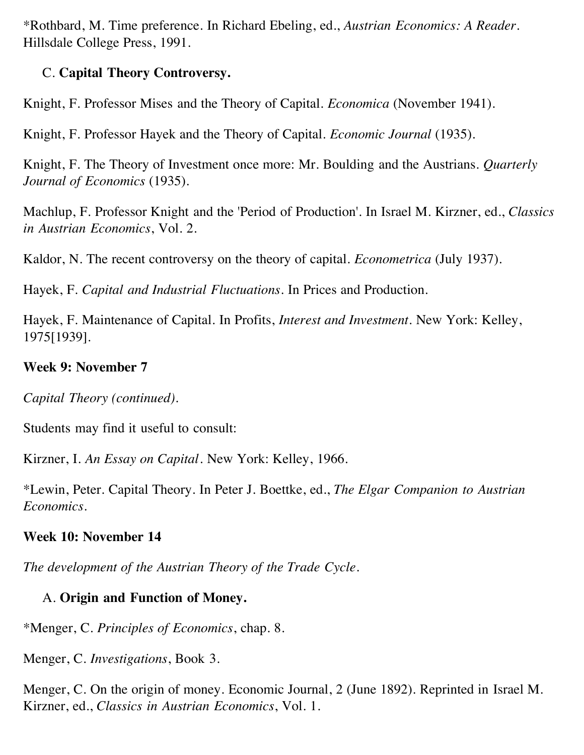*Rothbard, M. Time preference. In Richard Ebeling, ed., *Austrian Economics: A Reader*. Hillsdale College Press, 1991.

C. **Capital Theory Controversy.**

Knight, F. Professor Mises and the Theory of Capital. *Economica* (November 1941).

Knight, F. Professor Hayek and the Theory of Capital. *Economic Journal* (1935).

Knight, F. The Theory of Investment once more: Mr. Boulding and the Austrians. *Quarterly Journal of Economics* (1935).

Machlup, F. Professor Knight and the 'Period of Production'. In Israel M. Kirzner, ed., *Classics in Austrian Economics*, Vol. 2.

Kaldor, N. The recent controversy on the theory of capital. *Econometrica* (July 1937).

Hayek, F. *Capital and Industrial Fluctuations*. In Prices and Production.

Hayek, F. Maintenance of Capital. In Profits, *Interest and Investment*. New York: Kelley, 1975[1939].

**Week 9: November 7**

*Capital Theory (continued).*

Students may find it useful to consult:

Kirzner, I. *An Essay on Capital*. New York: Kelley, 1966.

*Lewin, Peter. Capital Theory. In Peter J. Boettke, ed., *The Elgar Companion to Austrian Economics*.

**Week 10: November 14**

*The development of the Austrian Theory of the Trade Cycle.*

A. **Origin and Function of Money.**

*Menger, C. *Principles of Economics*, chap. 8.

Menger, C. *Investigations*, Book 3.

Menger, C. On the origin of money. Economic Journal, 2 (June 1892). Reprinted in Israel M. Kirzner, ed., *Classics in Austrian Economics*, Vol. 1.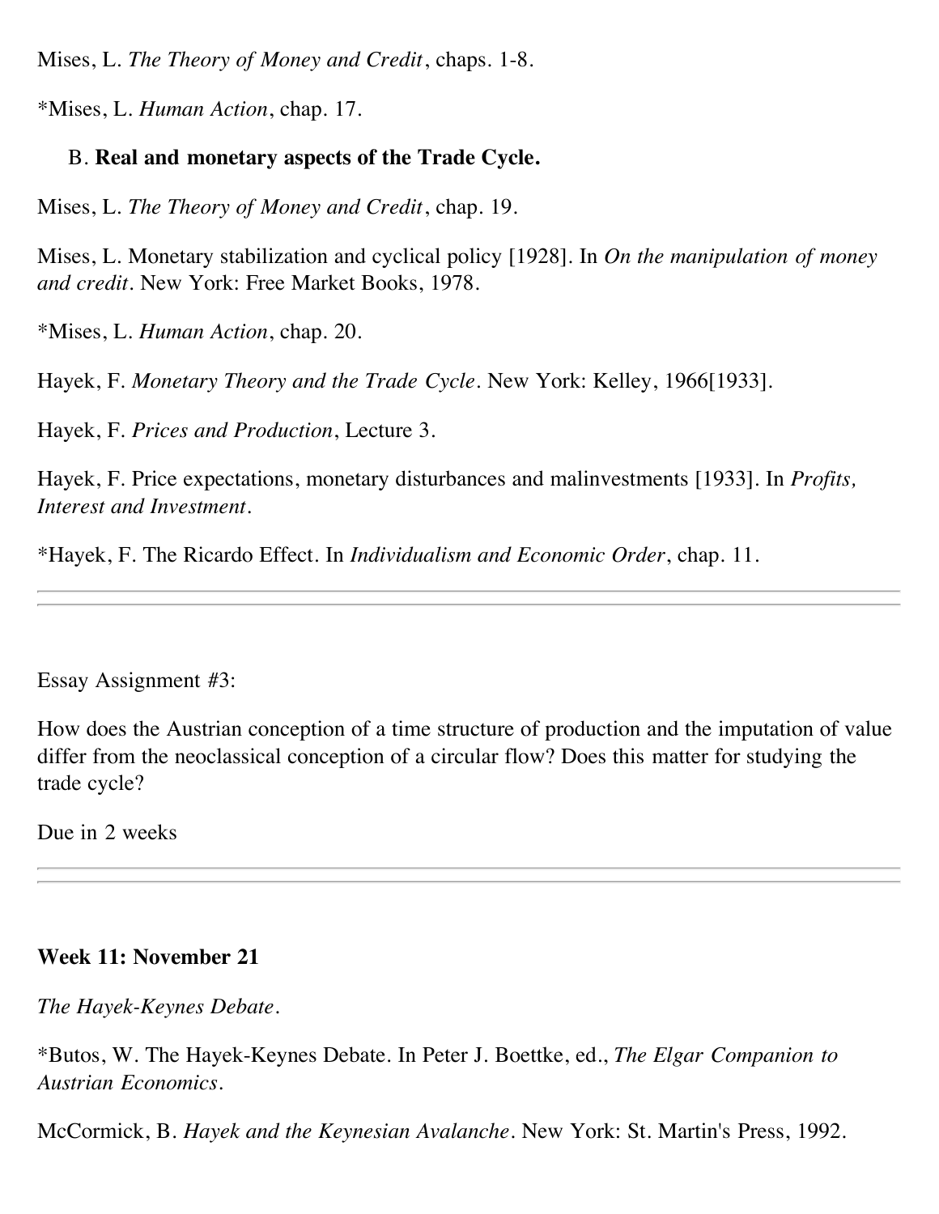Mises, L. *The Theory of Money and Credit*, chaps. 1-8.

*Mises, L. *Human Action*, chap. 17.

B. **Real and monetary aspects of the Trade Cycle.**

Mises, L. *The Theory of Money and Credit*, chap. 19.

Mises, L. Monetary stabilization and cyclical policy [1928]. In *On the manipulation of money and credit*. New York: Free Market Books, 1978.

*Mises, L. *Human Action*, chap. 20.

Hayek, F. *Monetary Theory and the Trade Cycle*. New York: Kelley, 1966[1933].

Hayek, F. *Prices and Production*, Lecture 3.

Hayek, F. Price expectations, monetary disturbances and malinvestments [1933]. In *Profits, Interest and Investment*.

*Hayek, F. The Ricardo Effect. In *Individualism and Economic Order*, chap. 11.

---

Essay Assignment #3:

How does the Austrian conception of a time structure of production and the imputation of value differ from the neoclassical conception of a circular flow? Does this matter for studying the trade cycle?

Due in 2 weeks

---

**Week 11: November 21**

*The Hayek-Keynes Debate.*

*Butos, W. The Hayek-Keynes Debate. In Peter J. Boettke, ed., *The Elgar Companion to Austrian Economics*.

McCormick, B. *Hayek and the Keynesian Avalanche*. New York: St. Martin's Press, 1992.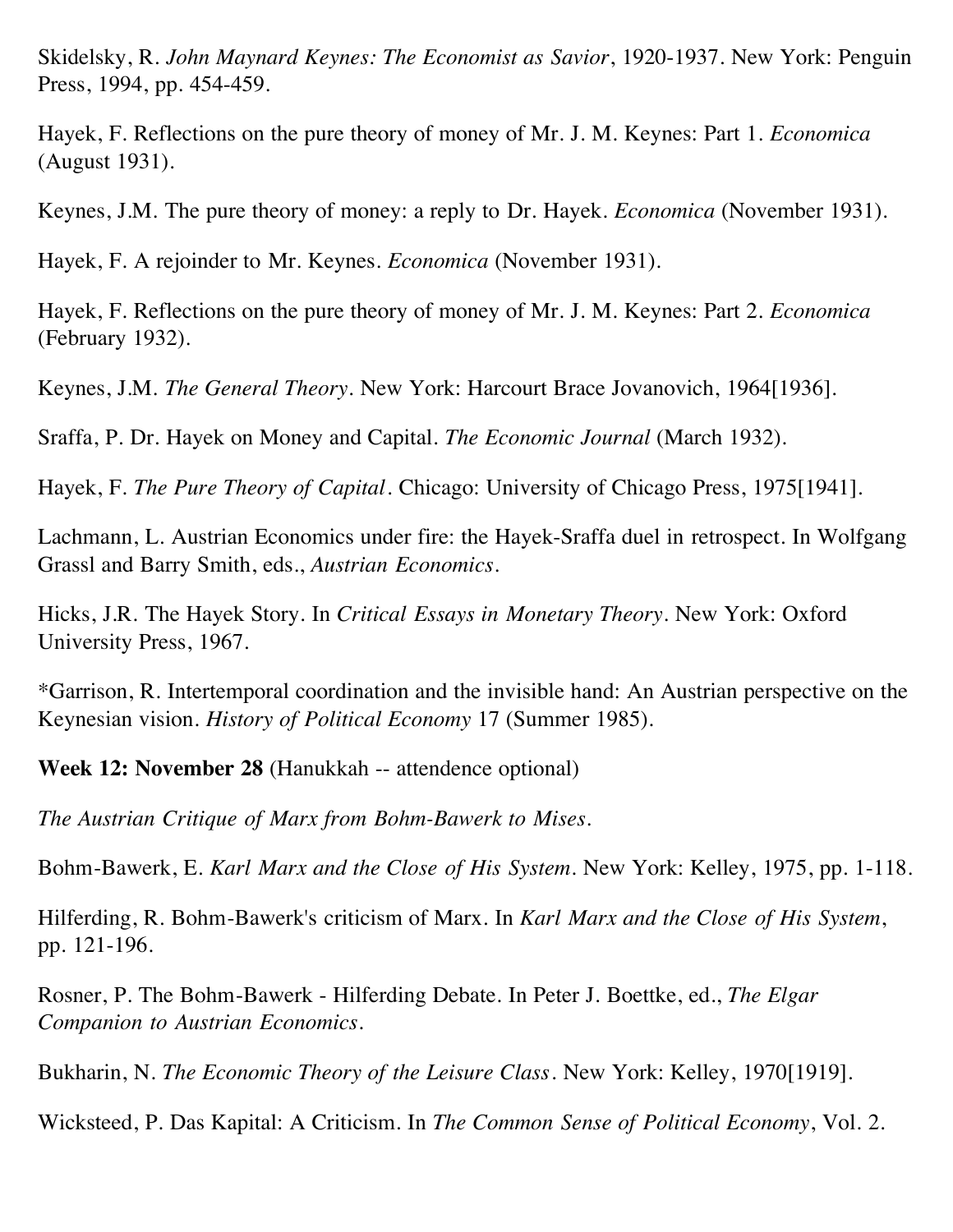Skidelsky, R. *John Maynard Keynes: The Economist as Savior*, 1920-1937. New York: Penguin Press, 1994, pp. 454-459.

Hayek, F. Reflections on the pure theory of money of Mr. J. M. Keynes: Part 1. *Economica* (August 1931).

Keynes, J.M. The pure theory of money: a reply to Dr. Hayek. *Economica* (November 1931).

Hayek, F. A rejoinder to Mr. Keynes. *Economica* (November 1931).

Hayek, F. Reflections on the pure theory of money of Mr. J. M. Keynes: Part 2. *Economica* (February 1932).

Keynes, J.M. *The General Theory*. New York: Harcourt Brace Jovanovich, 1964[1936].

Sraffa, P. Dr. Hayek on Money and Capital. *The Economic Journal* (March 1932).

Hayek, F. *The Pure Theory of Capital*. Chicago: University of Chicago Press, 1975[1941].

Lachmann, L. Austrian Economics under fire: the Hayek-Sraffa duel in retrospect. In Wolfgang Grassl and Barry Smith, eds., *Austrian Economics*.

Hicks, J.R. The Hayek Story. In *Critical Essays in Monetary Theory*. New York: Oxford University Press, 1967.

*Garrison, R. Intertemporal coordination and the invisible hand: An Austrian perspective on the Keynesian vision. *History of Political Economy* 17 (Summer 1985).

**Week 12: November 28** (Hanukkah -- attendence optional)

*The Austrian Critique of Marx from Bohm-Bawerk to Mises.*

Bohm-Bawerk, E. *Karl Marx and the Close of His System*. New York: Kelley, 1975, pp. 1-118.

Hilferding, R. Bohm-Bawerk's criticism of Marx. In *Karl Marx and the Close of His System*, pp. 121-196.

Rosner, P. The Bohm-Bawerk - Hilferding Debate. In Peter J. Boettke, ed., *The Elgar Companion to Austrian Economics*.

Bukharin, N. *The Economic Theory of the Leisure Class*. New York: Kelley, 1970[1919].

Wicksteed, P. Das Kapital: A Criticism. In *The Common Sense of Political Economy*, Vol. 2.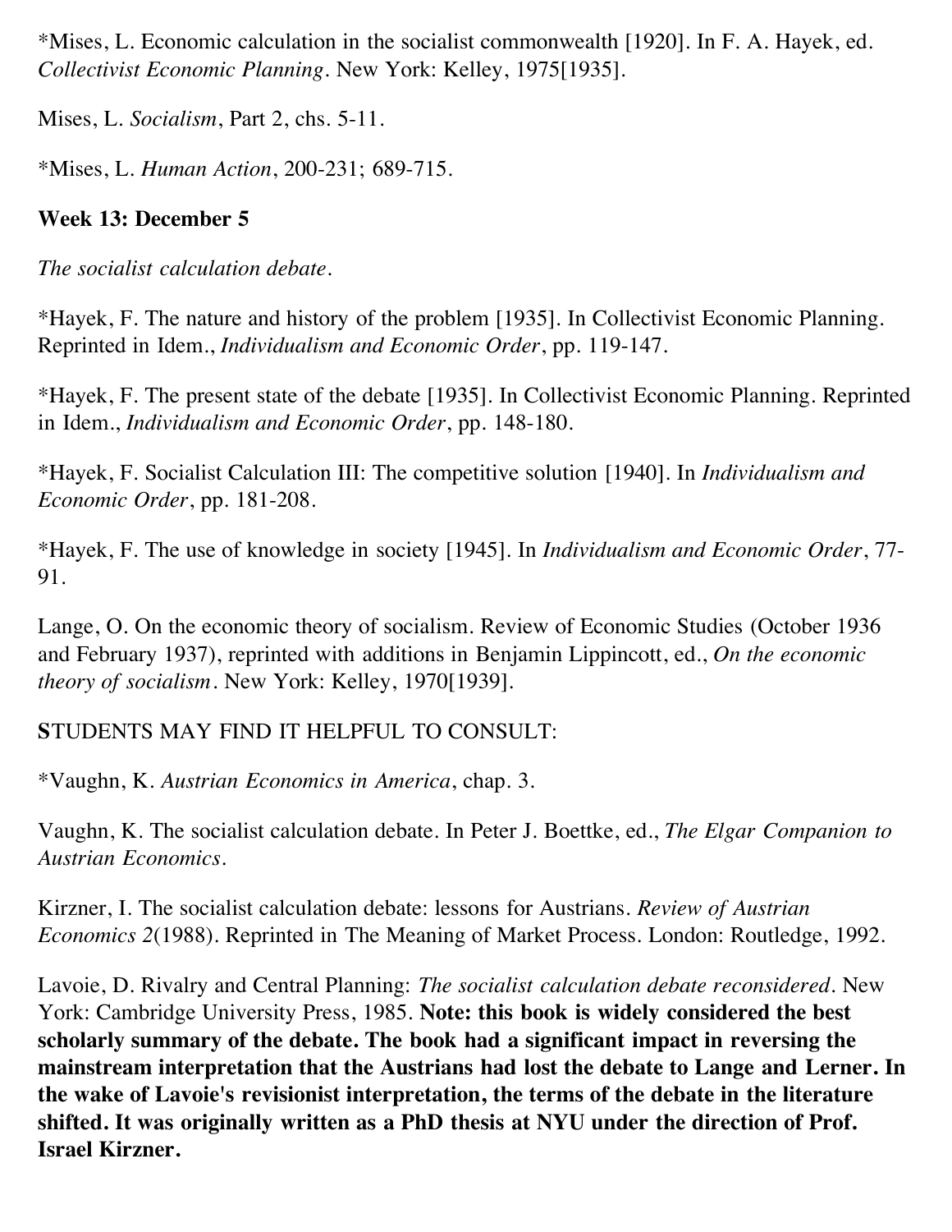*Mises, L. Economic calculation in the socialist commonwealth [1920]. In F. A. Hayek, ed. *Collectivist Economic Planning*. New York: Kelley, 1975[1935].

Mises, L. *Socialism*, Part 2, chs. 5-11.

*Mises, L. *Human Action*, 200-231; 689-715.

**Week 13: December 5**

*The socialist calculation debate.*

*Hayek, F. The nature and history of the problem [1935]. In Collectivist Economic Planning. Reprinted in Idem., *Individualism and Economic Order*, pp. 119-147.

*Hayek, F. The present state of the debate [1935]. In Collectivist Economic Planning. Reprinted in Idem., *Individualism and Economic Order*, pp. 148-180.

*Hayek, F. Socialist Calculation III: The competitive solution [1940]. In *Individualism and Economic Order*, pp. 181-208.

*Hayek, F. The use of knowledge in society [1945]. In *Individualism and Economic Order*, 77-91.

Lange, O. On the economic theory of socialism. Review of Economic Studies (October 1936 and February 1937), reprinted with additions in Benjamin Lippincott, ed., *On the economic theory of socialism*. New York: Kelley, 1970[1939].

**S**TUDENTS MAY FIND IT HELPFUL TO CONSULT:

*Vaughn, K. *Austrian Economics in America*, chap. 3.

Vaughn, K. The socialist calculation debate. In Peter J. Boettke, ed., *The Elgar Companion to Austrian Economics*.

Kirzner, I. The socialist calculation debate: lessons for Austrians. *Review of Austrian Economics 2*(1988). Reprinted in The Meaning of Market Process. London: Routledge, 1992.

Lavoie, D. Rivalry and Central Planning: *The socialist calculation debate reconsidered*. New York: Cambridge University Press, 1985. **Note: this book is widely considered the best scholarly summary of the debate. The book had a significant impact in reversing the mainstream interpretation that the Austrians had lost the debate to Lange and Lerner. In the wake of Lavoie's revisionist interpretation, the terms of the debate in the literature shifted. It was originally written as a PhD thesis at NYU under the direction of Prof. Israel Kirzner.**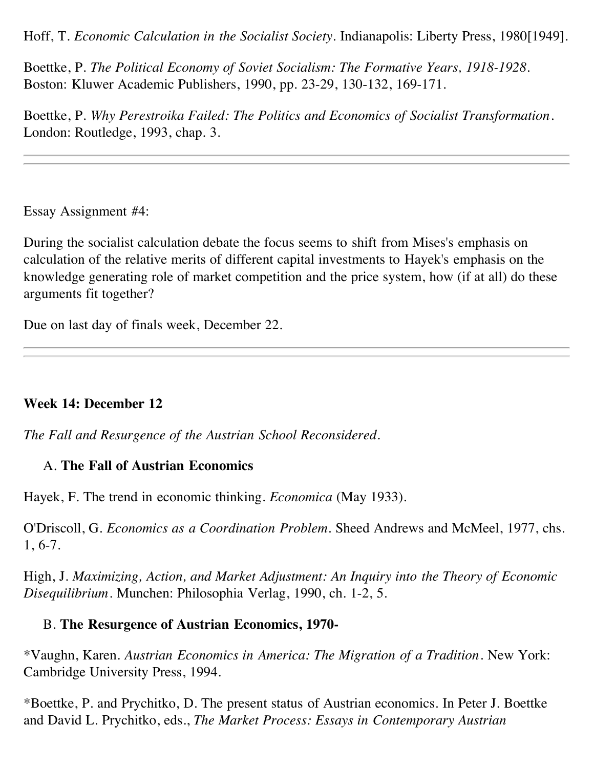Hoff, T. *Economic Calculation in the Socialist Society*. Indianapolis: Liberty Press, 1980[1949].

Boettke, P. *The Political Economy of Soviet Socialism: The Formative Years, 1918-1928*. Boston: Kluwer Academic Publishers, 1990, pp. 23-29, 130-132, 169-171.

Boettke, P. *Why Perestroika Failed: The Politics and Economics of Socialist Transformation*. London: Routledge, 1993, chap. 3.

---

Essay Assignment #4:

During the socialist calculation debate the focus seems to shift from Mises's emphasis on calculation of the relative merits of different capital investments to Hayek's emphasis on the knowledge generating role of market competition and the price system, how (if at all) do these arguments fit together?

Due on last day of finals week, December 22.

---

**Week 14: December 12**

*The Fall and Resurgence of the Austrian School Reconsidered*.

A. **The Fall of Austrian Economics**

Hayek, F. The trend in economic thinking. *Economica* (May 1933).

O'Driscoll, G. *Economics as a Coordination Problem*. Sheed Andrews and McMeel, 1977, chs. 1, 6-7.

High, J. *Maximizing, Action, and Market Adjustment: An Inquiry into the Theory of Economic Disequilibrium*. Munchen: Philosophia Verlag, 1990, ch. 1-2, 5.

B. **The Resurgence of Austrian Economics, 1970-**

*Vaughn, Karen. *Austrian Economics in America: The Migration of a Tradition*. New York: Cambridge University Press, 1994.

*Boettke, P. and Prychitko, D. The present status of Austrian economics. In Peter J. Boettke and David L. Prychitko, eds., *The Market Process: Essays in Contemporary Austrian*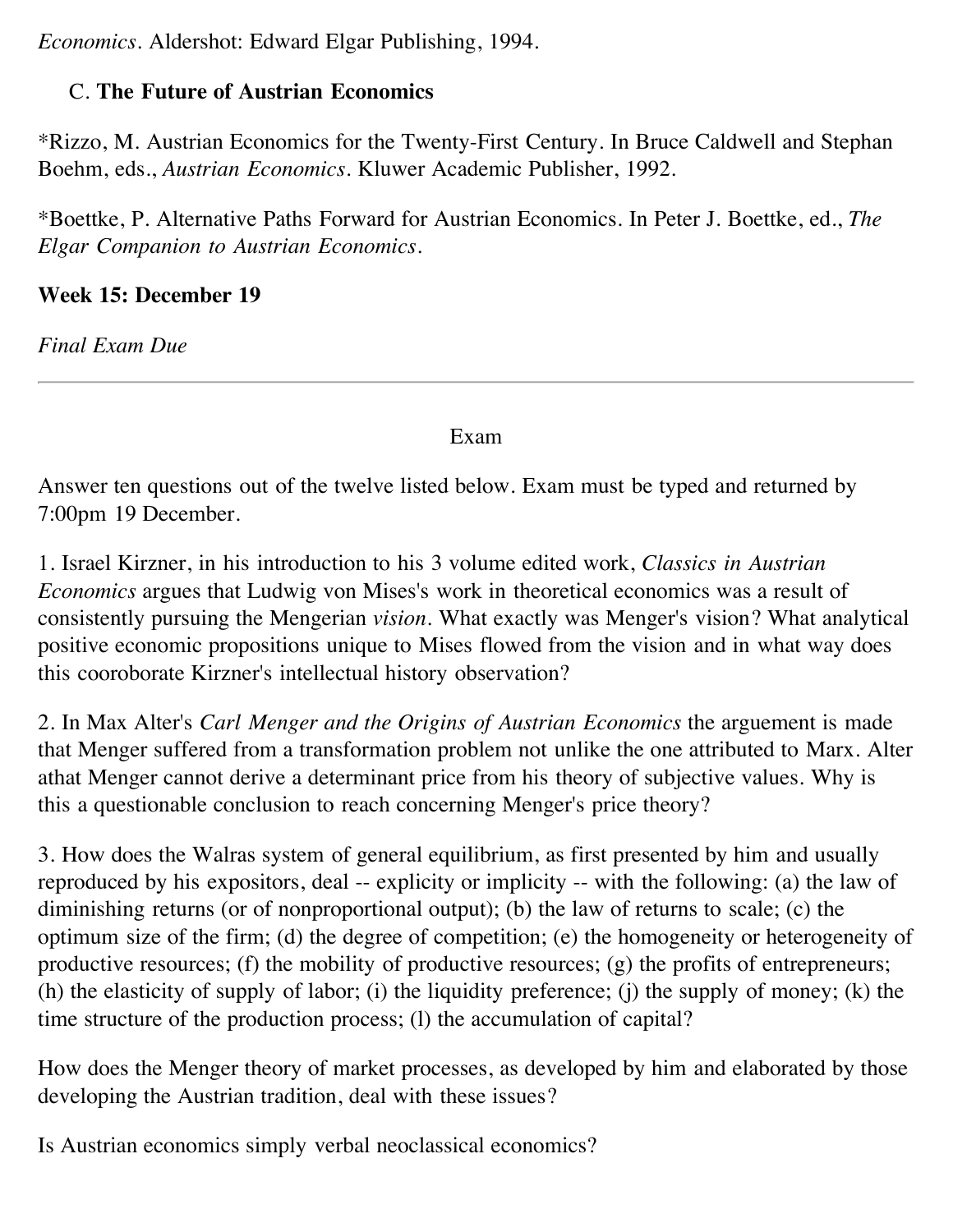*Economics*. Aldershot: Edward Elgar Publishing, 1994.

### C. **The Future of Austrian Economics**

*Rizzo, M. Austrian Economics for the Twenty-First Century. In Bruce Caldwell and Stephan Boehm, eds., *Austrian Economics*. Kluwer Academic Publisher, 1992.

*Boettke, P. Alternative Paths Forward for Austrian Economics. In Peter J. Boettke, ed., *The Elgar Companion to Austrian Economics*.

**Week 15: December 19**

*Final Exam Due*

---

Exam

Answer ten questions out of the twelve listed below. Exam must be typed and returned by 7:00pm 19 December.

1. Israel Kirzner, in his introduction to his 3 volume edited work, *Classics in Austrian Economics* argues that Ludwig von Mises's work in theoretical economics was a result of consistently pursuing the Mengerian *vision*. What exactly was Menger's vision? What analytical positive economic propositions unique to Mises flowed from the vision and in what way does this cooroborate Kirzner's intellectual history observation?

2. In Max Alter's *Carl Menger and the Origins of Austrian Economics* the arguement is made that Menger suffered from a transformation problem not unlike the one attributed to Marx. Alter athat Menger cannot derive a determinant price from his theory of subjective values. Why is this a questionable conclusion to reach concerning Menger's price theory?

3. How does the Walras system of general equilibrium, as first presented by him and usually reproduced by his expositors, deal -- explicity or implicity -- with the following: (a) the law of diminishing returns (or of nonproportional output); (b) the law of returns to scale; (c) the optimum size of the firm; (d) the degree of competition; (e) the homogeneity or heterogeneity of productive resources; (f) the mobility of productive resources; (g) the profits of entrepreneurs; (h) the elasticity of supply of labor; (i) the liquidity preference; (j) the supply of money; (k) the time structure of the production process; (l) the accumulation of capital?

How does the Menger theory of market processes, as developed by him and elaborated by those developing the Austrian tradition, deal with these issues?

Is Austrian economics simply verbal neoclassical economics?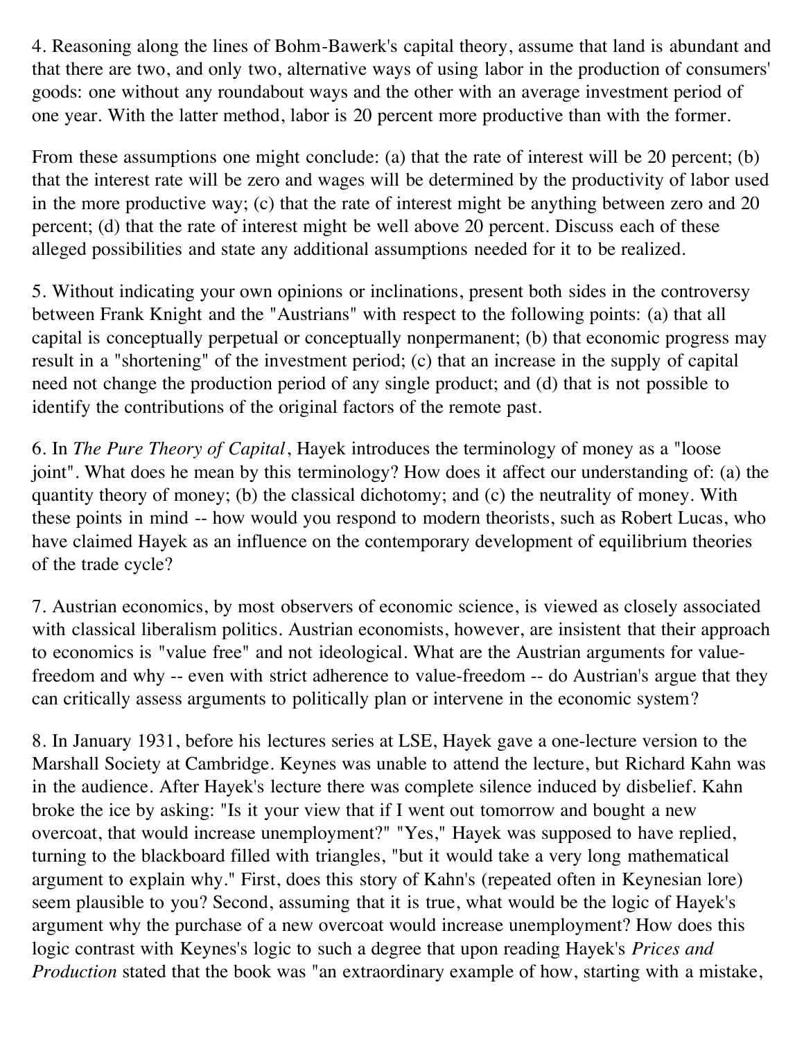4. Reasoning along the lines of Bohm-Bawerk's capital theory, assume that land is abundant and that there are two, and only two, alternative ways of using labor in the production of consumers' goods: one without any roundabout ways and the other with an average investment period of one year. With the latter method, labor is 20 percent more productive than with the former.

From these assumptions one might conclude: (a) that the rate of interest will be 20 percent; (b) that the interest rate will be zero and wages will be determined by the productivity of labor used in the more productive way; (c) that the rate of interest might be anything between zero and 20 percent; (d) that the rate of interest might be well above 20 percent. Discuss each of these alleged possibilities and state any additional assumptions needed for it to be realized.

5. Without indicating your own opinions or inclinations, present both sides in the controversy between Frank Knight and the "Austrians" with respect to the following points: (a) that all capital is conceptually perpetual or conceptually nonpermanent; (b) that economic progress may result in a "shortening" of the investment period; (c) that an increase in the supply of capital need not change the production period of any single product; and (d) that is not possible to identify the contributions of the original factors of the remote past.

6. In *The Pure Theory of Capital*, Hayek introduces the terminology of money as a "loose joint". What does he mean by this terminology? How does it affect our understanding of: (a) the quantity theory of money; (b) the classical dichotomy; and (c) the neutrality of money. With these points in mind -- how would you respond to modern theorists, such as Robert Lucas, who have claimed Hayek as an influence on the contemporary development of equilibrium theories of the trade cycle?

7. Austrian economics, by most observers of economic science, is viewed as closely associated with classical liberalism politics. Austrian economists, however, are insistent that their approach to economics is "value free" and not ideological. What are the Austrian arguments for value-freedom and why -- even with strict adherence to value-freedom -- do Austrian's argue that they can critically assess arguments to politically plan or intervene in the economic system?

8. In January 1931, before his lectures series at LSE, Hayek gave a one-lecture version to the Marshall Society at Cambridge. Keynes was unable to attend the lecture, but Richard Kahn was in the audience. After Hayek's lecture there was complete silence induced by disbelief. Kahn broke the ice by asking: "Is it your view that if I went out tomorrow and bought a new overcoat, that would increase unemployment?" "Yes," Hayek was supposed to have replied, turning to the blackboard filled with triangles, "but it would take a very long mathematical argument to explain why." First, does this story of Kahn's (repeated often in Keynesian lore) seem plausible to you? Second, assuming that it is true, what would be the logic of Hayek's argument why the purchase of a new overcoat would increase unemployment? How does this logic contrast with Keynes's logic to such a degree that upon reading Hayek's *Prices and Production* stated that the book was "an extraordinary example of how, starting with a mistake,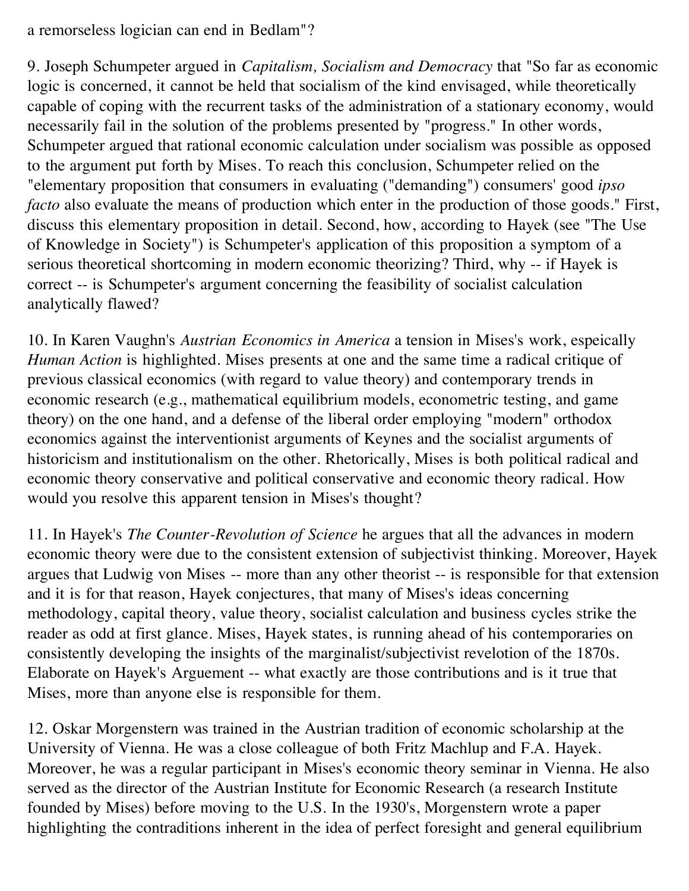a remorseless logician can end in Bedlam"?

9. Joseph Schumpeter argued in *Capitalism, Socialism and Democracy* that "So far as economic logic is concerned, it cannot be held that socialism of the kind envisaged, while theoretically capable of coping with the recurrent tasks of the administration of a stationary economy, would necessarily fail in the solution of the problems presented by "progress." In other words, Schumpeter argued that rational economic calculation under socialism was possible as opposed to the argument put forth by Mises. To reach this conclusion, Schumpeter relied on the "elementary proposition that consumers in evaluating ("demanding") consumers' good *ipso facto* also evaluate the means of production which enter in the production of those goods." First, discuss this elementary proposition in detail. Second, how, according to Hayek (see "The Use of Knowledge in Society") is Schumpeter's application of this proposition a symptom of a serious theoretical shortcoming in modern economic theorizing? Third, why -- if Hayek is correct -- is Schumpeter's argument concerning the feasibility of socialist calculation analytically flawed?

10. In Karen Vaughn's *Austrian Economics in America* a tension in Mises's work, espeically *Human Action* is highlighted. Mises presents at one and the same time a radical critique of previous classical economics (with regard to value theory) and contemporary trends in economic research (e.g., mathematical equilibrium models, econometric testing, and game theory) on the one hand, and a defense of the liberal order employing "modern" orthodox economics against the interventionist arguments of Keynes and the socialist arguments of historicism and institutionalism on the other. Rhetorically, Mises is both political radical and economic theory conservative and political conservative and economic theory radical. How would you resolve this apparent tension in Mises's thought?

11. In Hayek's *The Counter-Revolution of Science* he argues that all the advances in modern economic theory were due to the consistent extension of subjectivist thinking. Moreover, Hayek argues that Ludwig von Mises -- more than any other theorist -- is responsible for that extension and it is for that reason, Hayek conjectures, that many of Mises's ideas concerning methodology, capital theory, value theory, socialist calculation and business cycles strike the reader as odd at first glance. Mises, Hayek states, is running ahead of his contemporaries on consistently developing the insights of the marginalist/subjectivist revelotion of the 1870s. Elaborate on Hayek's Arguement -- what exactly are those contributions and is it true that Mises, more than anyone else is responsible for them.

12. Oskar Morgenstern was trained in the Austrian tradition of economic scholarship at the University of Vienna. He was a close colleague of both Fritz Machlup and F.A. Hayek. Moreover, he was a regular participant in Mises's economic theory seminar in Vienna. He also served as the director of the Austrian Institute for Economic Research (a research Institute founded by Mises) before moving to the U.S. In the 1930's, Morgenstern wrote a paper highlighting the contraditions inherent in the idea of perfect foresight and general equilibrium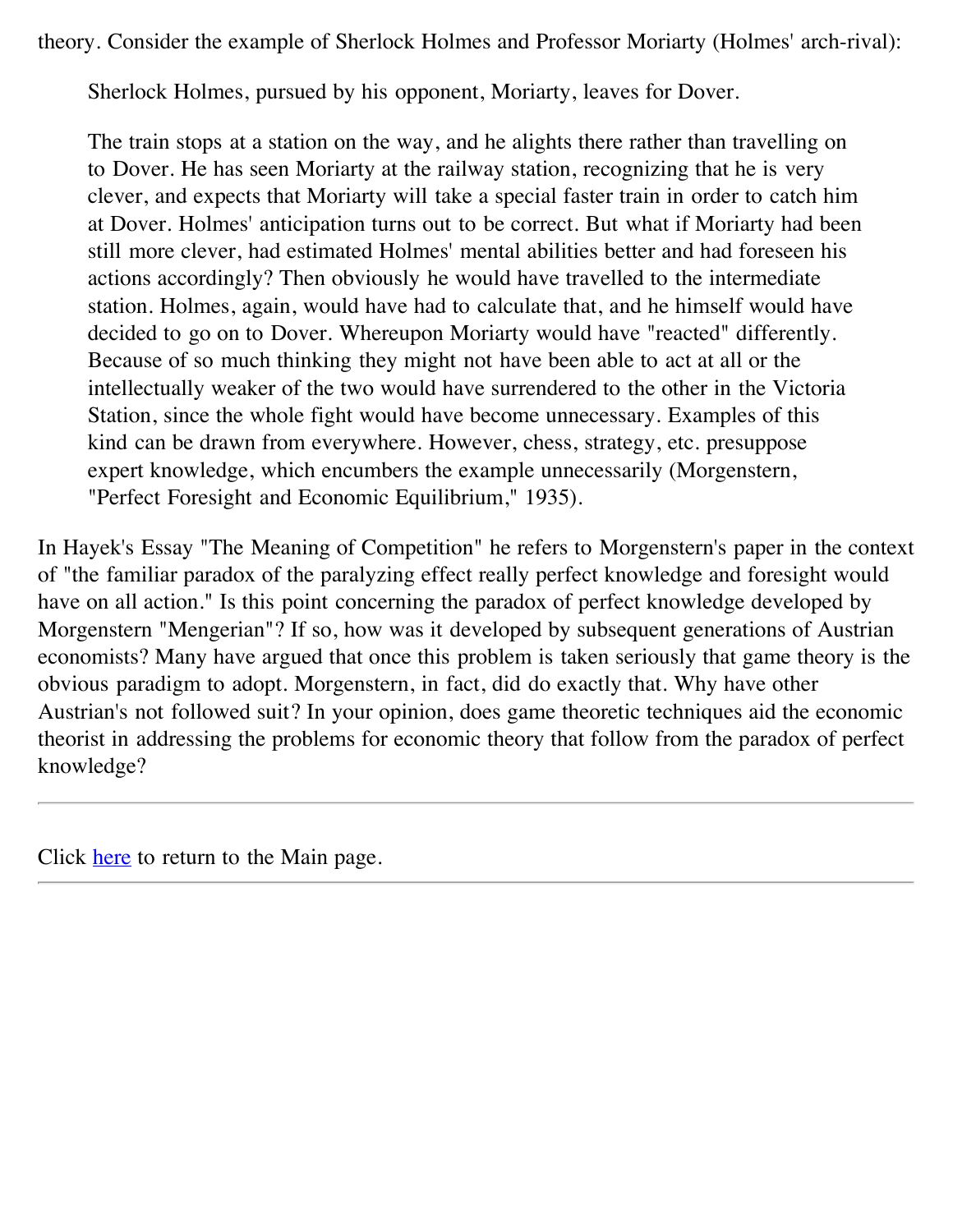theory. Consider the example of Sherlock Holmes and Professor Moriarty (Holmes' arch-rival):

> Sherlock Holmes, pursued by his opponent, Moriarty, leaves for Dover.
>
> The train stops at a station on the way, and he alights there rather than travelling on to Dover. He has seen Moriarty at the railway station, recognizing that he is very clever, and expects that Moriarty will take a special faster train in order to catch him at Dover. Holmes' anticipation turns out to be correct. But what if Moriarty had been still more clever, had estimated Holmes' mental abilities better and had foreseen his actions accordingly? Then obviously he would have travelled to the intermediate station. Holmes, again, would have had to calculate that, and he himself would have decided to go on to Dover. Whereupon Moriarty would have "reacted" differently. Because of so much thinking they might not have been able to act at all or the intellectually weaker of the two would have surrendered to the other in the Victoria Station, since the whole fight would have become unnecessary. Examples of this kind can be drawn from everywhere. However, chess, strategy, etc. presuppose expert knowledge, which encumbers the example unnecessarily (Morgenstern, "Perfect Foresight and Economic Equilibrium," 1935).

In Hayek's Essay "The Meaning of Competition" he refers to Morgenstern's paper in the context of "the familiar paradox of the paralyzing effect really perfect knowledge and foresight would have on all action." Is this point concerning the paradox of perfect knowledge developed by Morgenstern "Mengerian"? If so, how was it developed by subsequent generations of Austrian economists? Many have argued that once this problem is taken seriously that game theory is the obvious paradigm to adopt. Morgenstern, in fact, did do exactly that. Why have other Austrian's not followed suit? In your opinion, does game theoretic techniques aid the economic theorist in addressing the problems for economic theory that follow from the paradox of perfect knowledge?

---

Click here to return to the Main page.

---